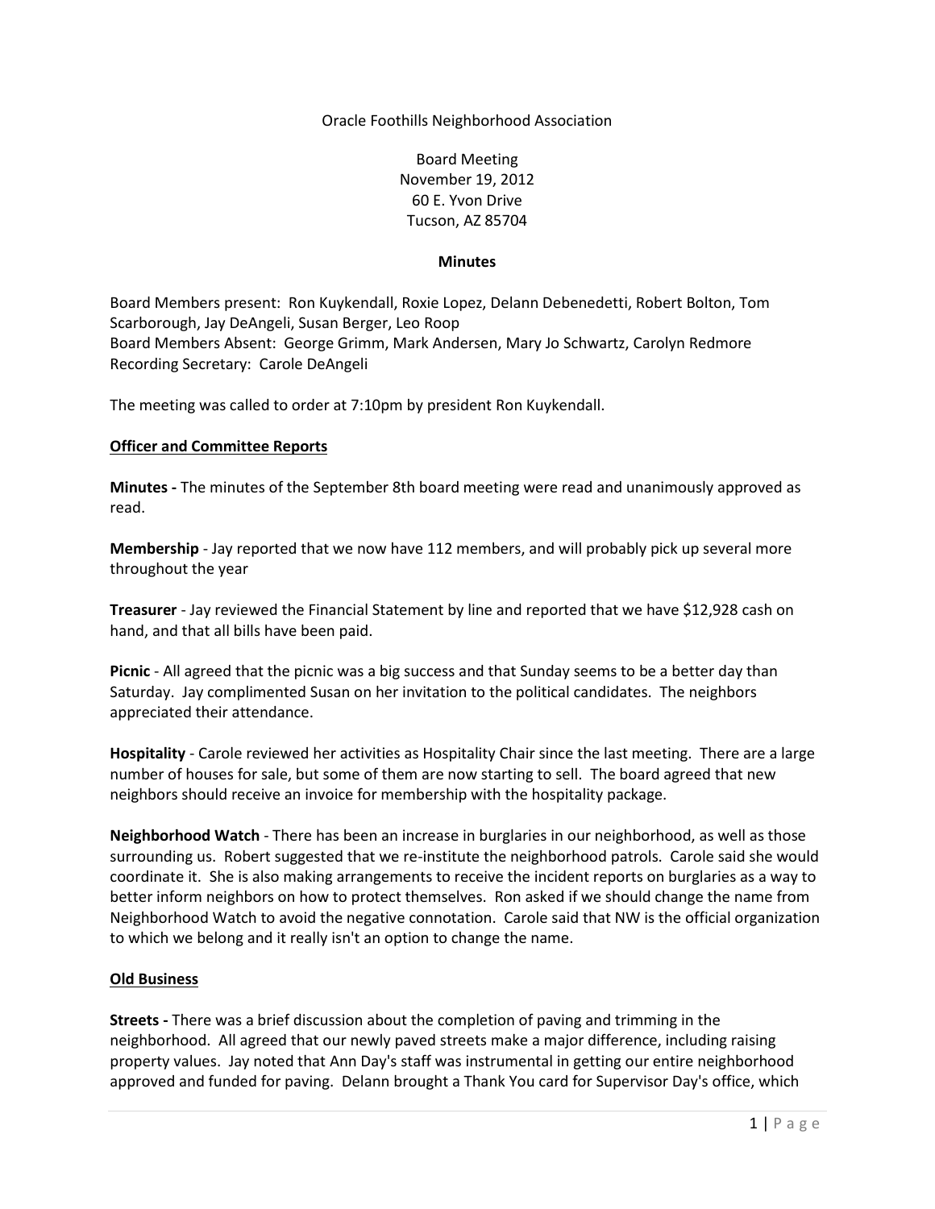Oracle Foothills Neighborhood Association

Board Meeting
November 19, 2012
60 E. Yvon Drive
Tucson, AZ 85704

**Minutes**

Board Members present: Ron Kuykendall, Roxie Lopez, Delann Debenedetti, Robert Bolton, Tom Scarborough, Jay DeAngeli, Susan Berger, Leo Roop
Board Members Absent: George Grimm, Mark Andersen, Mary Jo Schwartz, Carolyn Redmore
Recording Secretary: Carole DeAngeli

The meeting was called to order at 7:10pm by president Ron Kuykendall.

## Officer and Committee Reports

**Minutes -** The minutes of the September 8th board meeting were read and unanimously approved as read.

**Membership** - Jay reported that we now have 112 members, and will probably pick up several more throughout the year

**Treasurer** - Jay reviewed the Financial Statement by line and reported that we have $12,928 cash on hand, and that all bills have been paid.

**Picnic** - All agreed that the picnic was a big success and that Sunday seems to be a better day than Saturday. Jay complimented Susan on her invitation to the political candidates. The neighbors appreciated their attendance.

**Hospitality** - Carole reviewed her activities as Hospitality Chair since the last meeting. There are a large number of houses for sale, but some of them are now starting to sell. The board agreed that new neighbors should receive an invoice for membership with the hospitality package.

**Neighborhood Watch** - There has been an increase in burglaries in our neighborhood, as well as those surrounding us. Robert suggested that we re-institute the neighborhood patrols. Carole said she would coordinate it. She is also making arrangements to receive the incident reports on burglaries as a way to better inform neighbors on how to protect themselves. Ron asked if we should change the name from Neighborhood Watch to avoid the negative connotation. Carole said that NW is the official organization to which we belong and it really isn't an option to change the name.

## Old Business

**Streets -** There was a brief discussion about the completion of paving and trimming in the neighborhood. All agreed that our newly paved streets make a major difference, including raising property values. Jay noted that Ann Day's staff was instrumental in getting our entire neighborhood approved and funded for paving. Delann brought a Thank You card for Supervisor Day's office, which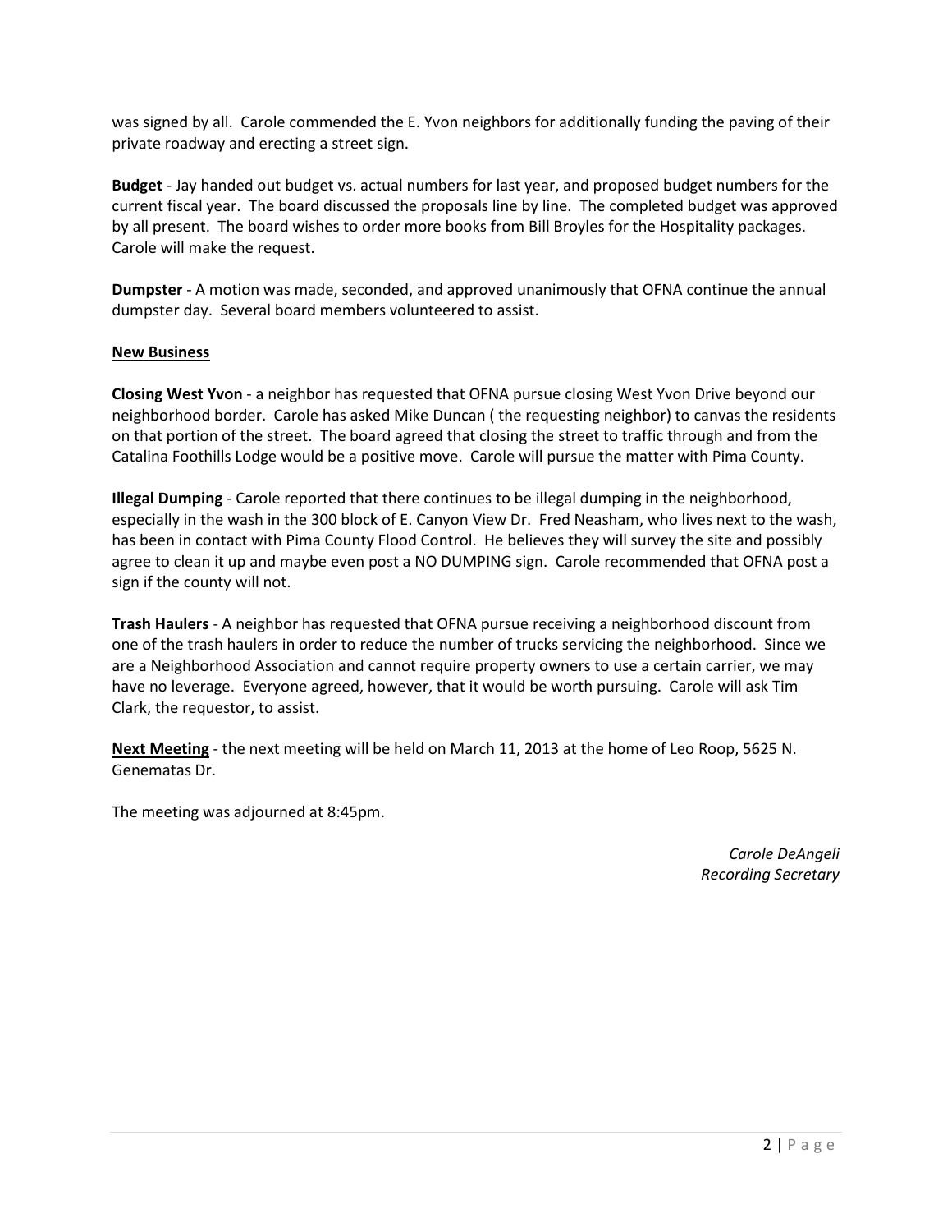was signed by all. Carole commended the E. Yvon neighbors for additionally funding the paving of their private roadway and erecting a street sign.

**Budget** - Jay handed out budget vs. actual numbers for last year, and proposed budget numbers for the current fiscal year. The board discussed the proposals line by line. The completed budget was approved by all present. The board wishes to order more books from Bill Broyles for the Hospitality packages. Carole will make the request.

**Dumpster** - A motion was made, seconded, and approved unanimously that OFNA continue the annual dumpster day. Several board members volunteered to assist.

**New Business**

**Closing West Yvon** - a neighbor has requested that OFNA pursue closing West Yvon Drive beyond our neighborhood border. Carole has asked Mike Duncan ( the requesting neighbor) to canvas the residents on that portion of the street. The board agreed that closing the street to traffic through and from the Catalina Foothills Lodge would be a positive move. Carole will pursue the matter with Pima County.

**Illegal Dumping** - Carole reported that there continues to be illegal dumping in the neighborhood, especially in the wash in the 300 block of E. Canyon View Dr. Fred Neasham, who lives next to the wash, has been in contact with Pima County Flood Control. He believes they will survey the site and possibly agree to clean it up and maybe even post a NO DUMPING sign. Carole recommended that OFNA post a sign if the county will not.

**Trash Haulers** - A neighbor has requested that OFNA pursue receiving a neighborhood discount from one of the trash haulers in order to reduce the number of trucks servicing the neighborhood. Since we are a Neighborhood Association and cannot require property owners to use a certain carrier, we may have no leverage. Everyone agreed, however, that it would be worth pursuing. Carole will ask Tim Clark, the requestor, to assist.

**Next Meeting** - the next meeting will be held on March 11, 2013 at the home of Leo Roop, 5625 N. Genematas Dr.

The meeting was adjourned at 8:45pm.

*Carole DeAngeli*
*Recording Secretary*